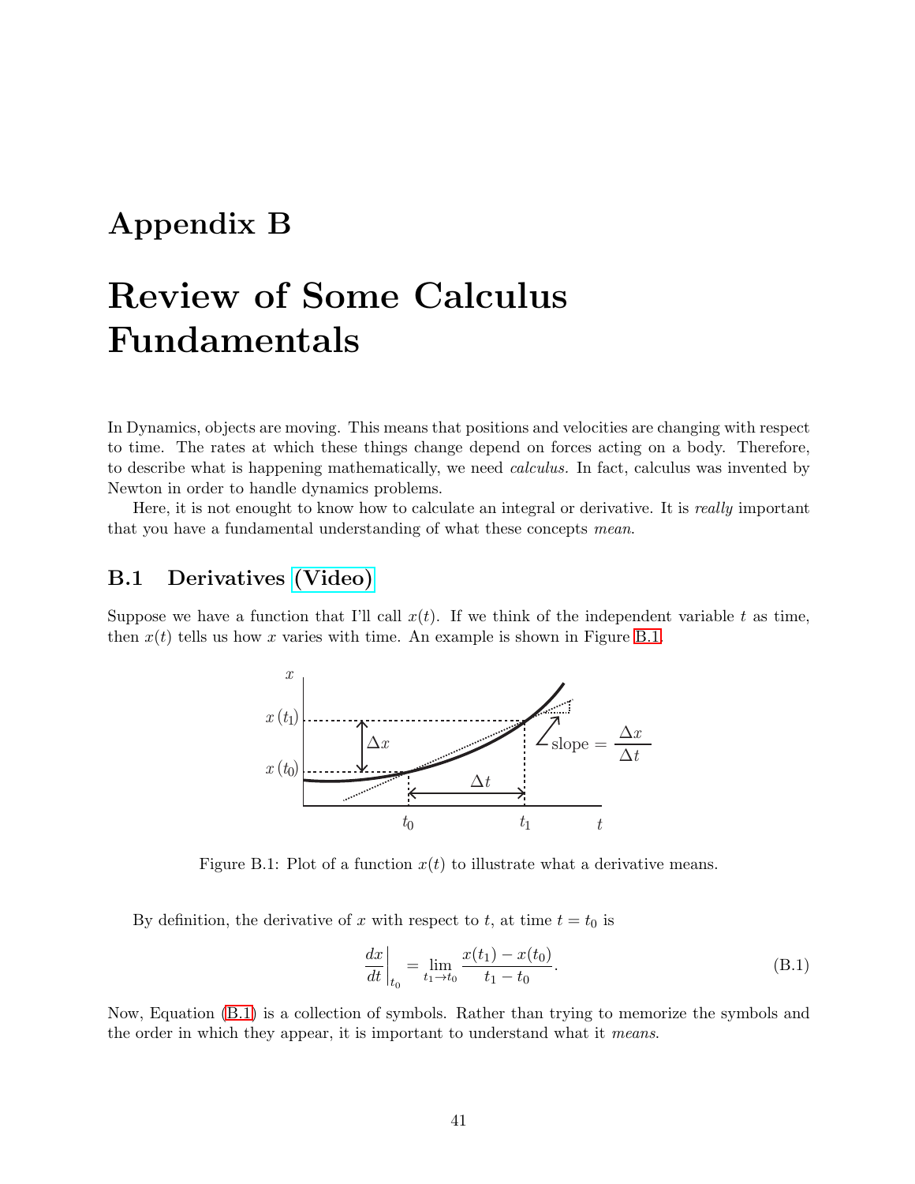# Appendix B

# Review of Some Calculus Fundamentals

In Dynamics, objects are moving. This means that positions and velocities are changing with respect to time. The rates at which these things change depend on forces acting on a body. Therefore, to describe what is happening mathematically, we need *calculus.* In fact, calculus was invented by Newton in order to handle dynamics problems.

Here, it is not enought to know how to calculate an integral or derivative. It is *really* important that you have a fundamental understanding of what these concepts *mean*.

## B.1 Derivatives (Video)

Suppose we have a function that I'll call $x(t)$. If we think of the independent variable $t$ as time, then $x(t)$ tells us how $x$ varies with time. An example is shown in Figure B.1.

Figure B.1: Plot of a function $x(t)$ to illustrate what a derivative means.

By definition, the derivative of $x$ with respect to $t$, at time $t = t_0$ is

$$\left.\frac{dx}{dt}\right|_{t_0} = \lim_{t_1 \to t_0} \frac{x(t_1) - x(t_0)}{t_1 - t_0}. \tag{B.1}$$

Now, Equation (B.1) is a collection of symbols. Rather than trying to memorize the symbols and the order in which they appear, it is important to understand what it *means*.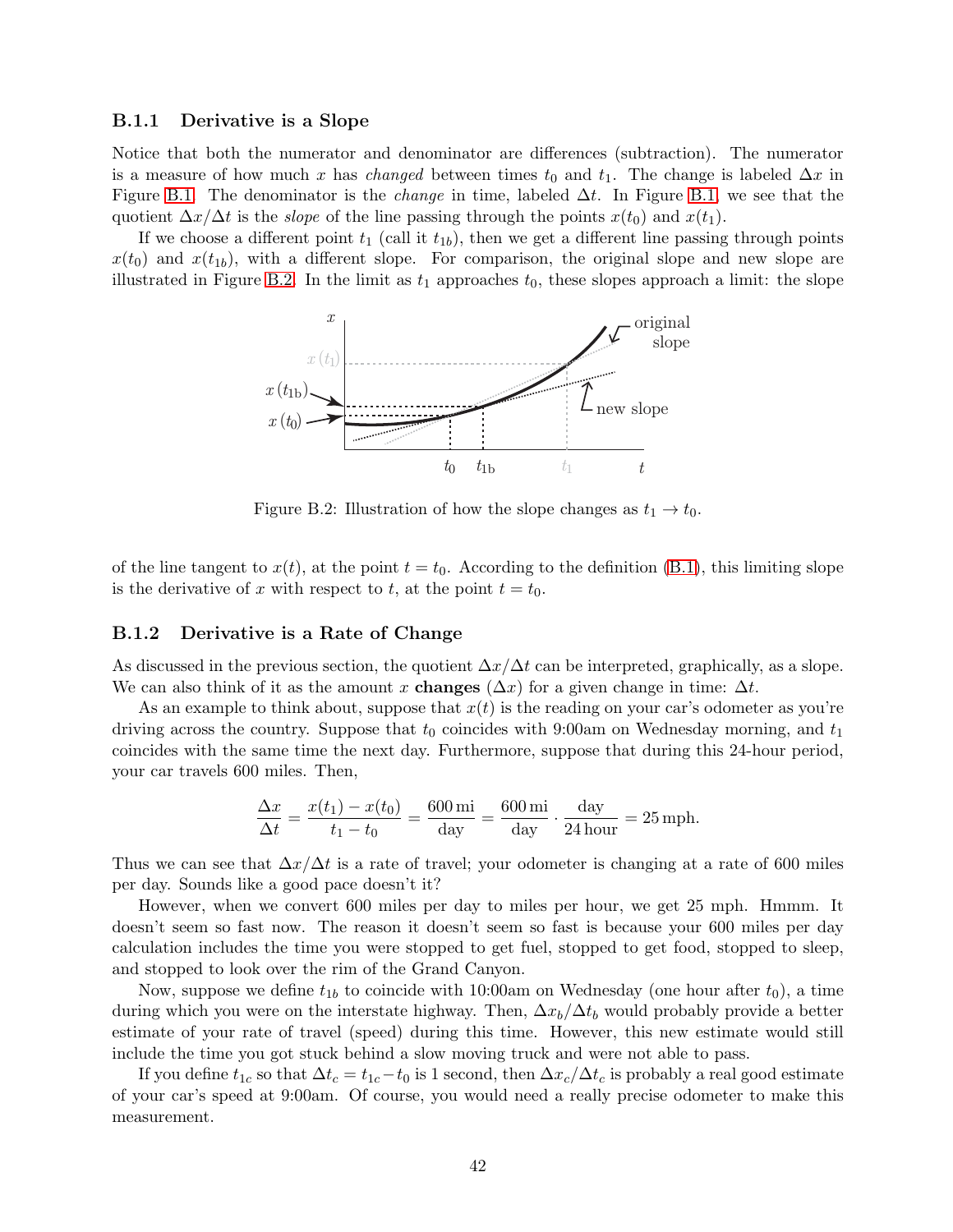### B.1.1 Derivative is a Slope

Notice that both the numerator and denominator are differences (subtraction). The numerator is a measure of how much $x$ has *changed* between times $t_0$ and $t_1$. The change is labeled $\Delta x$ in Figure B.1. The denominator is the *change* in time, labeled $\Delta t$. In Figure B.1, we see that the quotient $\Delta x/\Delta t$ is the *slope* of the line passing through the points $x(t_0)$ and $x(t_1)$.

If we choose a different point $t_1$ (call it $t_{1b}$), then we get a different line passing through points $x(t_0)$ and $x(t_{1b})$, with a different slope. For comparison, the original slope and new slope are illustrated in Figure B.2. In the limit as $t_1$ approaches $t_0$, these slopes approach a limit: the slope of the line tangent to $x(t)$, at the point $t = t_0$. According to the definition (B.1), this limiting slope is the derivative of $x$ with respect to $t$, at the point $t = t_0$.

Figure B.2: Illustration of how the slope changes as $t_1 \to t_0$.

### B.1.2 Derivative is a Rate of Change

As discussed in the previous section, the quotient $\Delta x/\Delta t$ can be interpreted, graphically, as a slope. We can also think of it as the amount $x$ **changes** ($\Delta x$) for a given change in time: $\Delta t$.

As an example to think about, suppose that $x(t)$ is the reading on your car's odometer as you're driving across the country. Suppose that $t_0$ coincides with 9:00am on Wednesday morning, and $t_1$ coincides with the same time the next day. Furthermore, suppose that during this 24-hour period, your car travels 600 miles. Then,

$$\frac{\Delta x}{\Delta t} = \frac{x(t_1) - x(t_0)}{t_1 - t_0} = \frac{600\,\text{mi}}{\text{day}} = \frac{600\,\text{mi}}{\text{day}} \cdot \frac{\text{day}}{24\,\text{hour}} = 25\,\text{mph}.$$

Thus we can see that $\Delta x/\Delta t$ is a rate of travel; your odometer is changing at a rate of 600 miles per day. Sounds like a good pace doesn't it?

However, when we convert 600 miles per day to miles per hour, we get 25 mph. Hmmm. It doesn't seem so fast now. The reason it doesn't seem so fast is because your 600 miles per day calculation includes the time you were stopped to get fuel, stopped to get food, stopped to sleep, and stopped to look over the rim of the Grand Canyon.

Now, suppose we define $t_{1b}$ to coincide with 10:00am on Wednesday (one hour after $t_0$), a time during which you were on the interstate highway. Then, $\Delta x_b/\Delta t_b$ would probably provide a better estimate of your rate of travel (speed) during this time. However, this new estimate would still include the time you got stuck behind a slow moving truck and were not able to pass.

If you define $t_{1c}$ so that $\Delta t_c = t_{1c} - t_0$ is 1 second, then $\Delta x_c/\Delta t_c$ is probably a real good estimate of your car's speed at 9:00am. Of course, you would need a really precise odometer to make this measurement.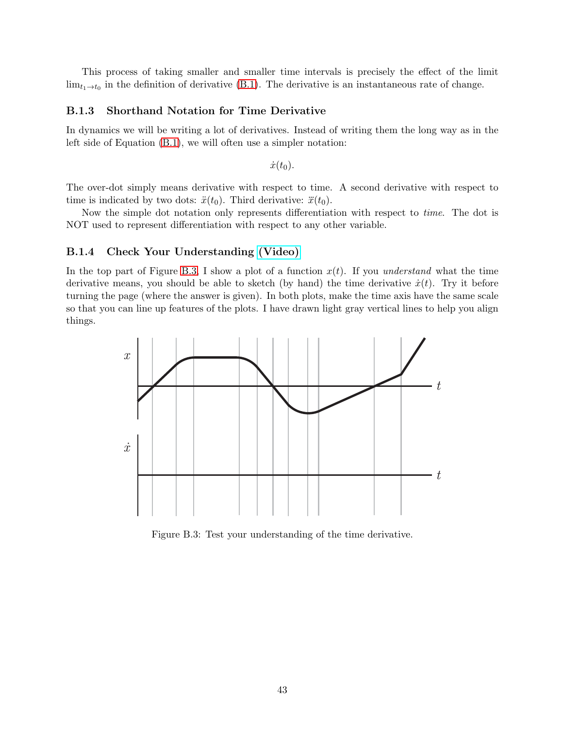This process of taking smaller and smaller time intervals is precisely the effect of the limit $\lim_{t_1 \to t_0}$ in the definition of derivative (B.1). The derivative is an instantaneous rate of change.

### B.1.3 Shorthand Notation for Time Derivative

In dynamics we will be writing a lot of derivatives. Instead of writing them the long way as in the left side of Equation (B.1), we will often use a simpler notation:

$$\dot{x}(t_0).$$

The over-dot simply means derivative with respect to time. A second derivative with respect to time is indicated by two dots: $\ddot{x}(t_0)$. Third derivative: $\dddot{x}(t_0)$.

Now the simple dot notation only represents differentiation with respect to *time*. The dot is NOT used to represent differentiation with respect to any other variable.

### B.1.4 Check Your Understanding (Video)

In the top part of Figure B.3, I show a plot of a function $x(t)$. If you *understand* what the time derivative means, you should be able to sketch (by hand) the time derivative $\dot{x}(t)$. Try it before turning the page (where the answer is given). In both plots, make the time axis have the same scale so that you can line up features of the plots. I have drawn light gray vertical lines to help you align things.

Figure B.3: Test your understanding of the time derivative.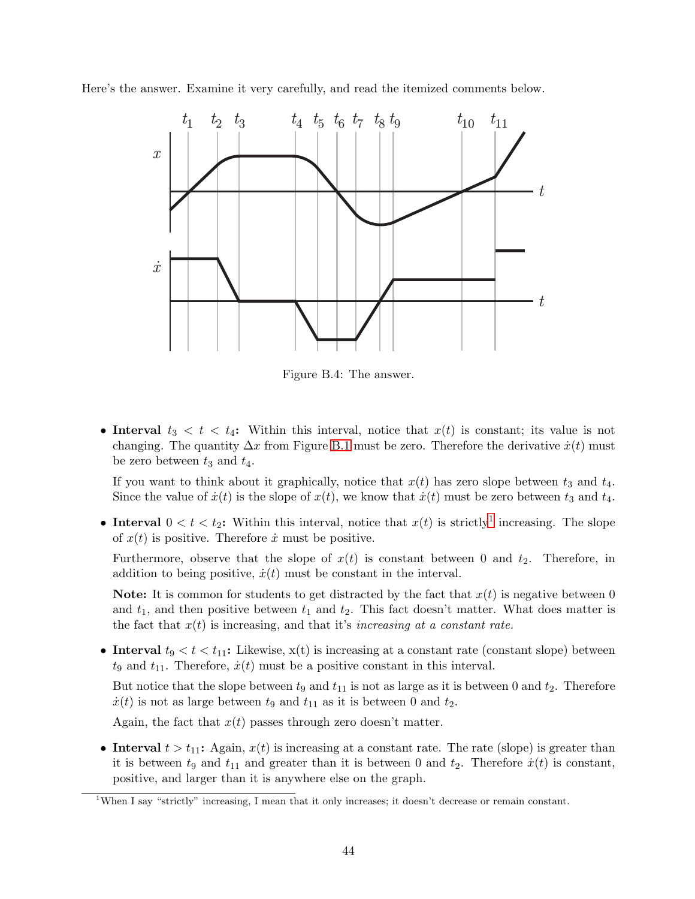Here's the answer. Examine it very carefully, and read the itemized comments below.

Figure B.4: The answer.

- **Interval $t_3 < t < t_4$:** Within this interval, notice that $x(t)$ is constant; its value is not changing. The quantity $\Delta x$ from Figure B.1 must be zero. Therefore the derivative $\dot{x}(t)$ must be zero between $t_3$ and $t_4$.

  If you want to think about it graphically, notice that $x(t)$ has zero slope between $t_3$ and $t_4$. Since the value of $\dot{x}(t)$ is the slope of $x(t)$, we know that $\dot{x}(t)$ must be zero between $t_3$ and $t_4$.

- **Interval $0 < t < t_2$:** Within this interval, notice that $x(t)$ is strictly[1] increasing. The slope of $x(t)$ is positive. Therefore $\dot{x}$ must be positive.

  Furthermore, observe that the slope of $x(t)$ is constant between 0 and $t_2$. Therefore, in addition to being positive, $\dot{x}(t)$ must be constant in the interval.

  **Note:** It is common for students to get distracted by the fact that $x(t)$ is negative between 0 and $t_1$, and then positive between $t_1$ and $t_2$. This fact doesn't matter. What does matter is the fact that $x(t)$ is increasing, and that it's *increasing at a constant rate.*

- **Interval $t_9 < t < t_{11}$:** Likewise, x(t) is increasing at a constant rate (constant slope) between $t_9$ and $t_{11}$. Therefore, $\dot{x}(t)$ must be a positive constant in this interval.

  But notice that the slope between $t_9$ and $t_{11}$ is not as large as it is between 0 and $t_2$. Therefore $\dot{x}(t)$ is not as large between $t_9$ and $t_{11}$ as it is between 0 and $t_2$.

  Again, the fact that $x(t)$ passes through zero doesn't matter.

- **Interval $t > t_{11}$:** Again, $x(t)$ is increasing at a constant rate. The rate (slope) is greater than it is between $t_9$ and $t_{11}$ and greater than it is between 0 and $t_2$. Therefore $\dot{x}(t)$ is constant, positive, and larger than it is anywhere else on the graph.

[1] When I say "strictly" increasing, I mean that it only increases; it doesn't decrease or remain constant.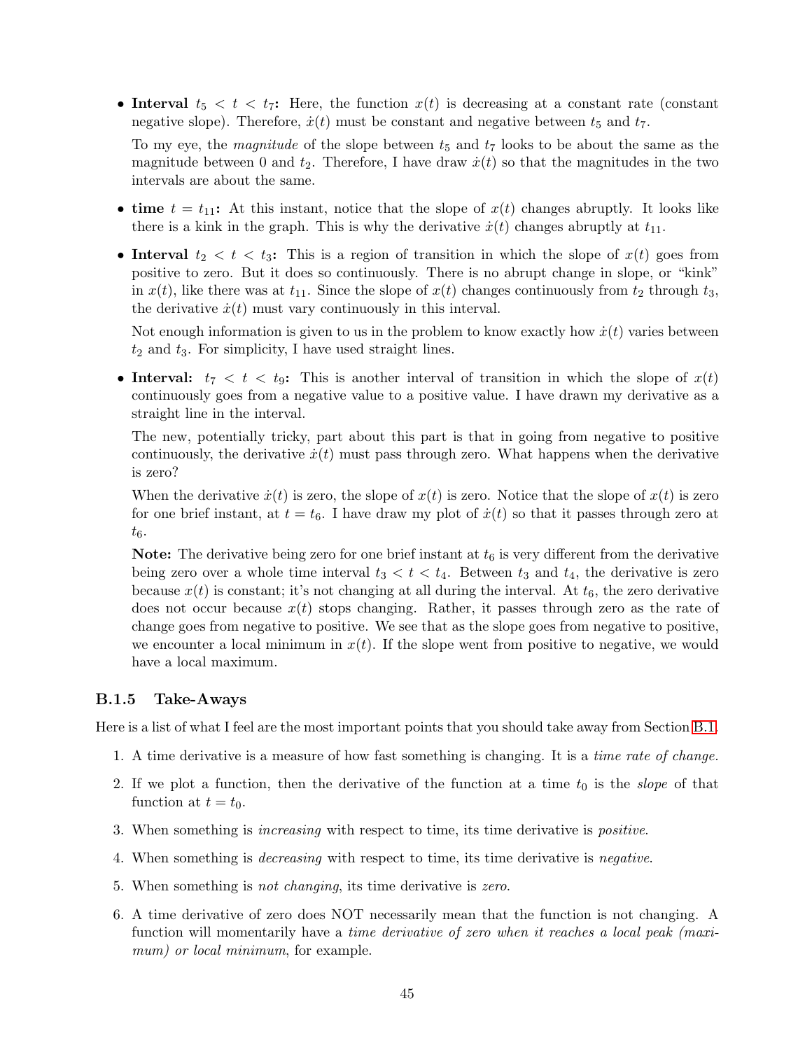- **Interval $t_5 < t < t_7$:** Here, the function $x(t)$ is decreasing at a constant rate (constant negative slope). Therefore, $\dot{x}(t)$ must be constant and negative between $t_5$ and $t_7$.

  To my eye, the *magnitude* of the slope between $t_5$ and $t_7$ looks to be about the same as the magnitude between 0 and $t_2$. Therefore, I have draw $\dot{x}(t)$ so that the magnitudes in the two intervals are about the same.

- **time $t = t_{11}$:** At this instant, notice that the slope of $x(t)$ changes abruptly. It looks like there is a kink in the graph. This is why the derivative $\dot{x}(t)$ changes abruptly at $t_{11}$.

- **Interval $t_2 < t < t_3$:** This is a region of transition in which the slope of $x(t)$ goes from positive to zero. But it does so continuously. There is no abrupt change in slope, or "kink" in $x(t)$, like there was at $t_{11}$. Since the slope of $x(t)$ changes continuously from $t_2$ through $t_3$, the derivative $\dot{x}(t)$ must vary continuously in this interval.

  Not enough information is given to us in the problem to know exactly how $\dot{x}(t)$ varies between $t_2$ and $t_3$. For simplicity, I have used straight lines.

- **Interval: $t_7 < t < t_9$:** This is another interval of transition in which the slope of $x(t)$ continuously goes from a negative value to a positive value. I have drawn my derivative as a straight line in the interval.

  The new, potentially tricky, part about this part is that in going from negative to positive continuously, the derivative $\dot{x}(t)$ must pass through zero. What happens when the derivative is zero?

  When the derivative $\dot{x}(t)$ is zero, the slope of $x(t)$ is zero. Notice that the slope of $x(t)$ is zero for one brief instant, at $t = t_6$. I have draw my plot of $\dot{x}(t)$ so that it passes through zero at $t_6$.

  **Note:** The derivative being zero for one brief instant at $t_6$ is very different from the derivative being zero over a whole time interval $t_3 < t < t_4$. Between $t_3$ and $t_4$, the derivative is zero because $x(t)$ is constant; it's not changing at all during the interval. At $t_6$, the zero derivative does not occur because $x(t)$ stops changing. Rather, it passes through zero as the rate of change goes from negative to positive. We see that as the slope goes from negative to positive, we encounter a local minimum in $x(t)$. If the slope went from positive to negative, we would have a local maximum.

### B.1.5 Take-Aways

Here is a list of what I feel are the most important points that you should take away from Section B.1.

1. A time derivative is a measure of how fast something is changing. It is a *time rate of change.*
2. If we plot a function, then the derivative of the function at a time $t_0$ is the *slope* of that function at $t = t_0$.
3. When something is *increasing* with respect to time, its time derivative is *positive*.
4. When something is *decreasing* with respect to time, its time derivative is *negative*.
5. When something is *not changing*, its time derivative is *zero*.
6. A time derivative of zero does NOT necessarily mean that the function is not changing. A function will momentarily have a *time derivative of zero when it reaches a local peak (maximum) or local minimum*, for example.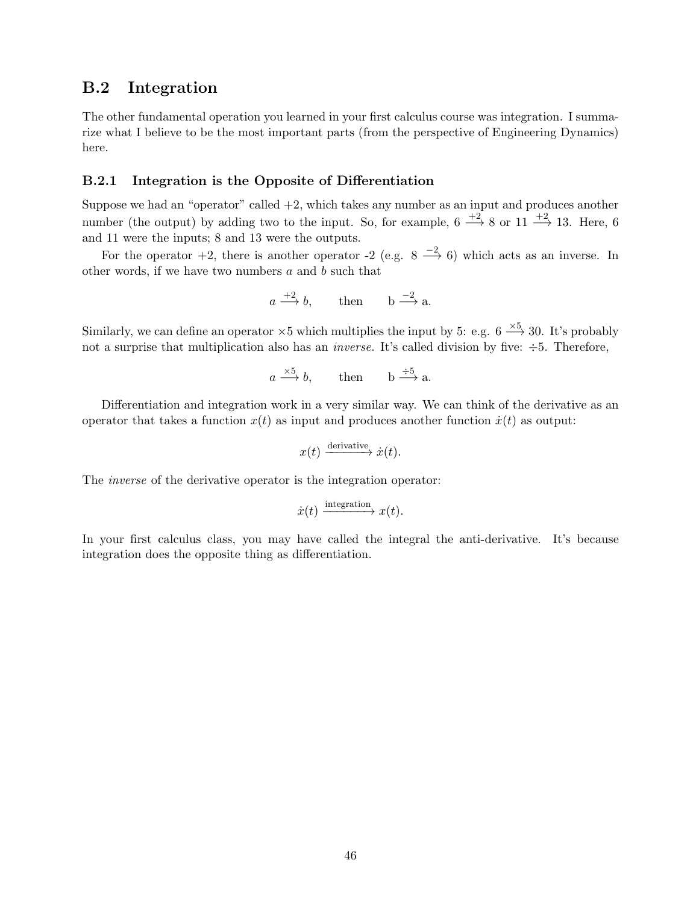## B.2 Integration

The other fundamental operation you learned in your first calculus course was integration. I summarize what I believe to be the most important parts (from the perspective of Engineering Dynamics) here.

### B.2.1 Integration is the Opposite of Differentiation

Suppose we had an "operator" called +2, which takes any number as an input and produces another number (the output) by adding two to the input. So, for example, $6 \xrightarrow{+2} 8$ or $11 \xrightarrow{+2} 13$. Here, 6 and 11 were the inputs; 8 and 13 were the outputs.

For the operator +2, there is another operator -2 (e.g. $8 \xrightarrow{-2} 6$) which acts as an inverse. In other words, if we have two numbers $a$ and $b$ such that

$$a \xrightarrow{+2} b, \qquad \text{then} \qquad \text{b} \xrightarrow{-2} \text{a}.$$

Similarly, we can define an operator $\times 5$ which multiplies the input by 5: e.g. $6 \xrightarrow{\times 5} 30$. It's probably not a surprise that multiplication also has an *inverse.* It's called division by five: $\div 5$. Therefore,

$$a \xrightarrow{\times 5} b, \qquad \text{then} \qquad \text{b} \xrightarrow{\div 5} \text{a}.$$

Differentiation and integration work in a very similar way. We can think of the derivative as an operator that takes a function $x(t)$ as input and produces another function $\dot{x}(t)$ as output:

$$x(t) \xrightarrow{\text{derivative}} \dot{x}(t).$$

The *inverse* of the derivative operator is the integration operator:

$$\dot{x}(t) \xrightarrow{\text{integration}} x(t).$$

In your first calculus class, you may have called the integral the anti-derivative. It's because integration does the opposite thing as differentiation.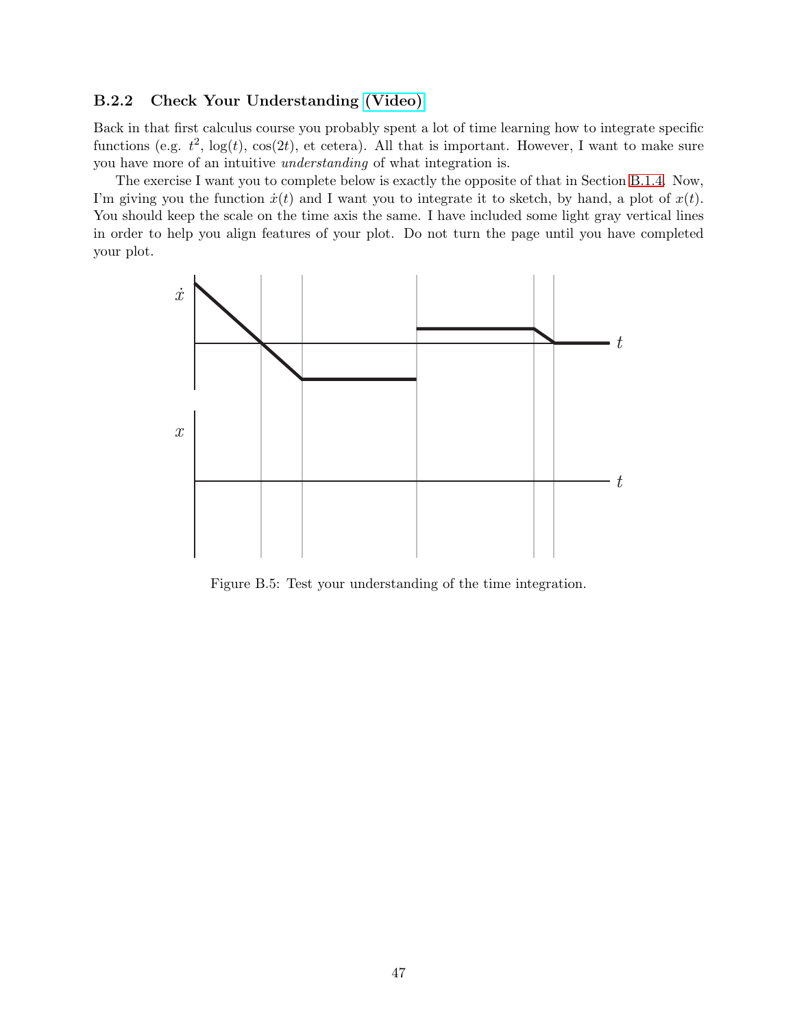### B.2.2 Check Your Understanding (Video)

Back in that first calculus course you probably spent a lot of time learning how to integrate specific functions (e.g. $t^2$, $\log(t)$, $\cos(2t)$, et cetera). All that is important. However, I want to make sure you have more of an intuitive *understanding* of what integration is.

The exercise I want you to complete below is exactly the opposite of that in Section B.1.4. Now, I'm giving you the function $\dot{x}(t)$ and I want you to integrate it to sketch, by hand, a plot of $x(t)$. You should keep the scale on the time axis the same. I have included some light gray vertical lines in order to help you align features of your plot. Do not turn the page until you have completed your plot.

Figure B.5: Test your understanding of the time integration.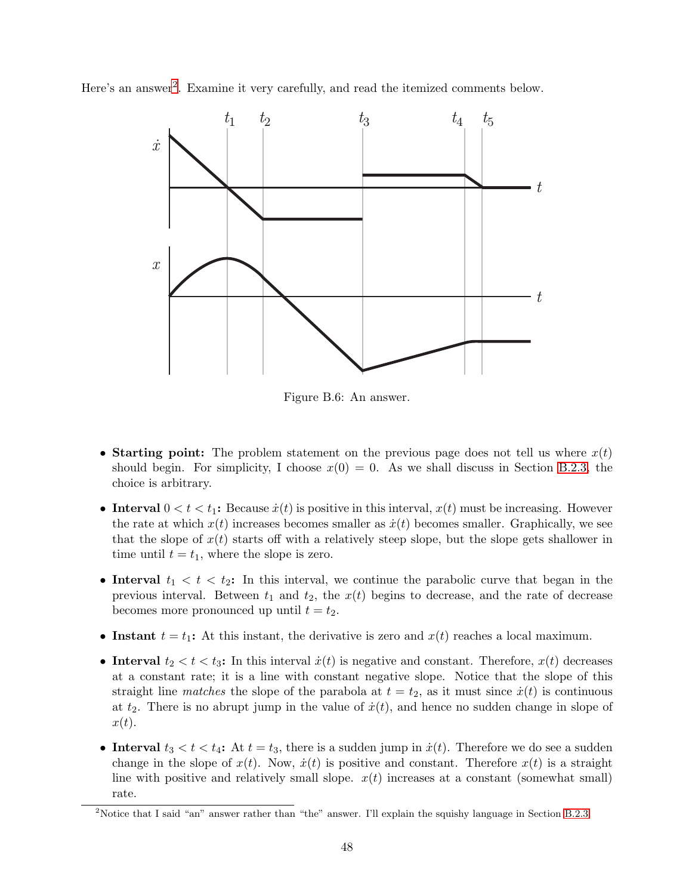Here's an answer[2]. Examine it very carefully, and read the itemized comments below.

Figure B.6: An answer.

- **Starting point:** The problem statement on the previous page does not tell us where $x(t)$ should begin. For simplicity, I choose $x(0) = 0$. As we shall discuss in Section B.2.3, the choice is arbitrary.

- **Interval $0 < t < t_1$:** Because $\dot{x}(t)$ is positive in this interval, $x(t)$ must be increasing. However the rate at which $x(t)$ increases becomes smaller as $\dot{x}(t)$ becomes smaller. Graphically, we see that the slope of $x(t)$ starts off with a relatively steep slope, but the slope gets shallower in time until $t = t_1$, where the slope is zero.

- **Interval $t_1 < t < t_2$:** In this interval, we continue the parabolic curve that began in the previous interval. Between $t_1$ and $t_2$, the $x(t)$ begins to decrease, and the rate of decrease becomes more pronounced up until $t = t_2$.

- **Instant $t = t_1$:** At this instant, the derivative is zero and $x(t)$ reaches a local maximum.

- **Interval $t_2 < t < t_3$:** In this interval $\dot{x}(t)$ is negative and constant. Therefore, $x(t)$ decreases at a constant rate; it is a line with constant negative slope. Notice that the slope of this straight line *matches* the slope of the parabola at $t = t_2$, as it must since $\dot{x}(t)$ is continuous at $t_2$. There is no abrupt jump in the value of $\dot{x}(t)$, and hence no sudden change in slope of $x(t)$.

- **Interval $t_3 < t < t_4$:** At $t = t_3$, there is a sudden jump in $\dot{x}(t)$. Therefore we do see a sudden change in the slope of $x(t)$. Now, $\dot{x}(t)$ is positive and constant. Therefore $x(t)$ is a straight line with positive and relatively small slope. $x(t)$ increases at a constant (somewhat small) rate.

[2] Notice that I said "an" answer rather than "the" answer. I'll explain the squishy language in Section B.2.3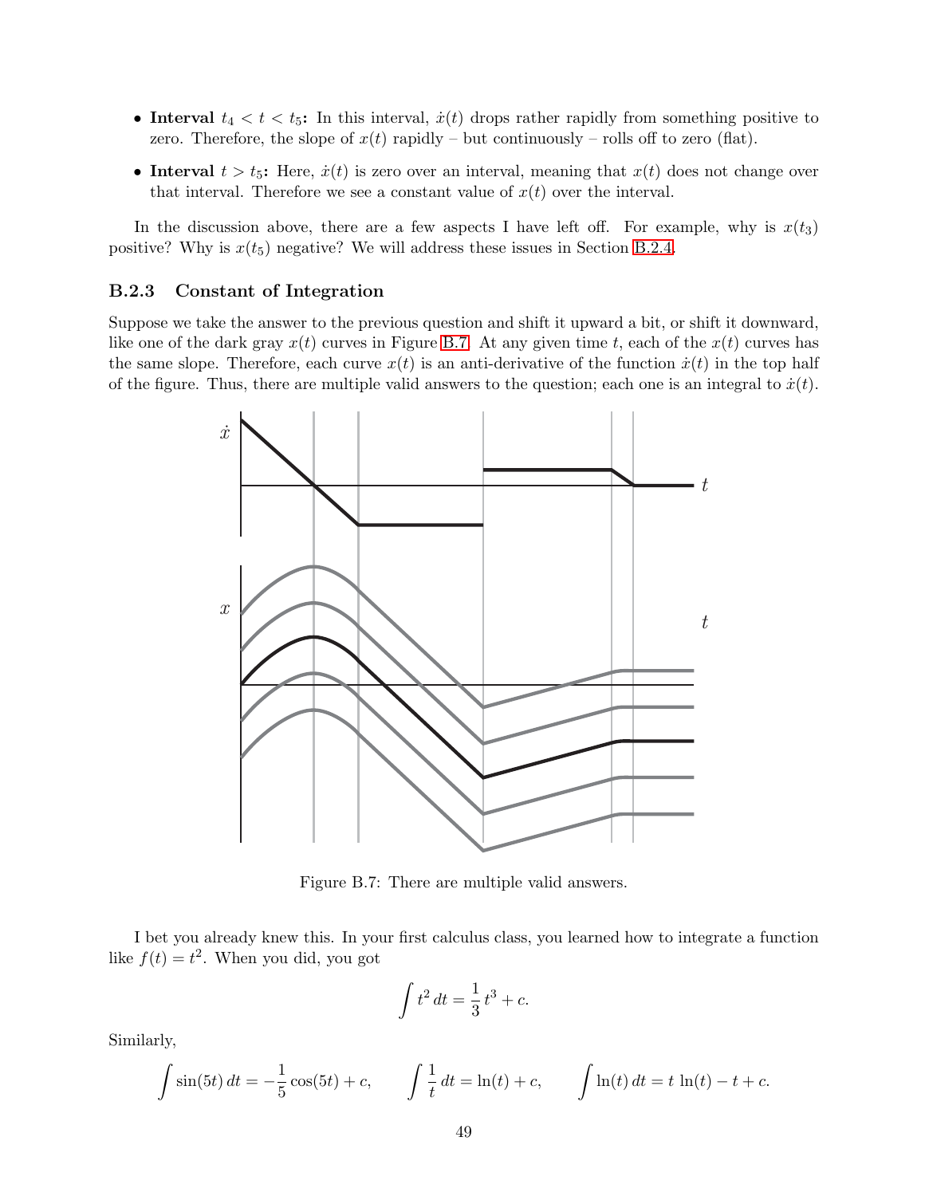- **Interval $t_4 < t < t_5$:** In this interval, $\dot{x}(t)$ drops rather rapidly from something positive to zero. Therefore, the slope of $x(t)$ rapidly – but continuously – rolls off to zero (flat).
- **Interval $t > t_5$:** Here, $\dot{x}(t)$ is zero over an interval, meaning that $x(t)$ does not change over that interval. Therefore we see a constant value of $x(t)$ over the interval.

In the discussion above, there are a few aspects I have left off. For example, why is $x(t_3)$ positive? Why is $x(t_5)$ negative? We will address these issues in Section B.2.4.

### B.2.3 Constant of Integration

Suppose we take the answer to the previous question and shift it upward a bit, or shift it downward, like one of the dark gray $x(t)$ curves in Figure B.7. At any given time $t$, each of the $x(t)$ curves has the same slope. Therefore, each curve $x(t)$ is an anti-derivative of the function $\dot{x}(t)$ in the top half of the figure. Thus, there are multiple valid answers to the question; each one is an integral to $\dot{x}(t)$.

Figure B.7: There are multiple valid answers.

I bet you already knew this. In your first calculus class, you learned how to integrate a function like $f(t) = t^2$. When you did, you got

$$\int t^2 \, dt = \frac{1}{3} t^3 + c.$$

Similarly,

$$\int \sin(5t) \, dt = -\frac{1}{5}\cos(5t) + c, \qquad \int \frac{1}{t} \, dt = \ln(t) + c, \qquad \int \ln(t) \, dt = t \, \ln(t) - t + c.$$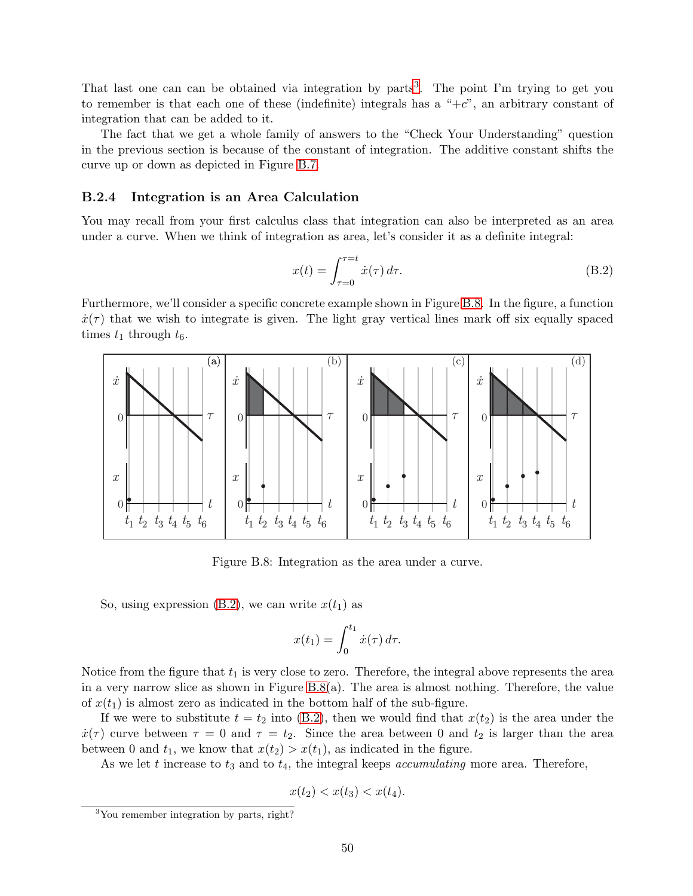That last one can can be obtained via integration by parts[3]. The point I'm trying to get you to remember is that each one of these (indefinite) integrals has a "$+c$", an arbitrary constant of integration that can be added to it.

The fact that we get a whole family of answers to the "Check Your Understanding" question in the previous section is because of the constant of integration. The additive constant shifts the curve up or down as depicted in Figure B.7.

### B.2.4 Integration is an Area Calculation

You may recall from your first calculus class that integration can also be interpreted as an area under a curve. When we think of integration as area, let's consider it as a definite integral:

$$x(t) = \int_{\tau=0}^{\tau=t} \dot{x}(\tau)\, d\tau. \tag{B.2}$$

Furthermore, we'll consider a specific concrete example shown in Figure B.8. In the figure, a function $\dot{x}(\tau)$ that we wish to integrate is given. The light gray vertical lines mark off six equally spaced times $t_1$ through $t_6$.

Figure B.8: Integration as the area under a curve.

So, using expression (B.2), we can write $x(t_1)$ as

$$x(t_1) = \int_0^{t_1} \dot{x}(\tau)\, d\tau.$$

Notice from the figure that $t_1$ is very close to zero. Therefore, the integral above represents the area in a very narrow slice as shown in Figure B.8(a). The area is almost nothing. Therefore, the value of $x(t_1)$ is almost zero as indicated in the bottom half of the sub-figure.

If we were to substitute $t = t_2$ into (B.2), then we would find that $x(t_2)$ is the area under the $\dot{x}(\tau)$ curve between $\tau = 0$ and $\tau = t_2$. Since the area between 0 and $t_2$ is larger than the area between 0 and $t_1$, we know that $x(t_2) > x(t_1)$, as indicated in the figure.

As we let $t$ increase to $t_3$ and to $t_4$, the integral keeps *accumulating* more area. Therefore,

$$x(t_2) < x(t_3) < x(t_4).$$

[3] You remember integration by parts, right?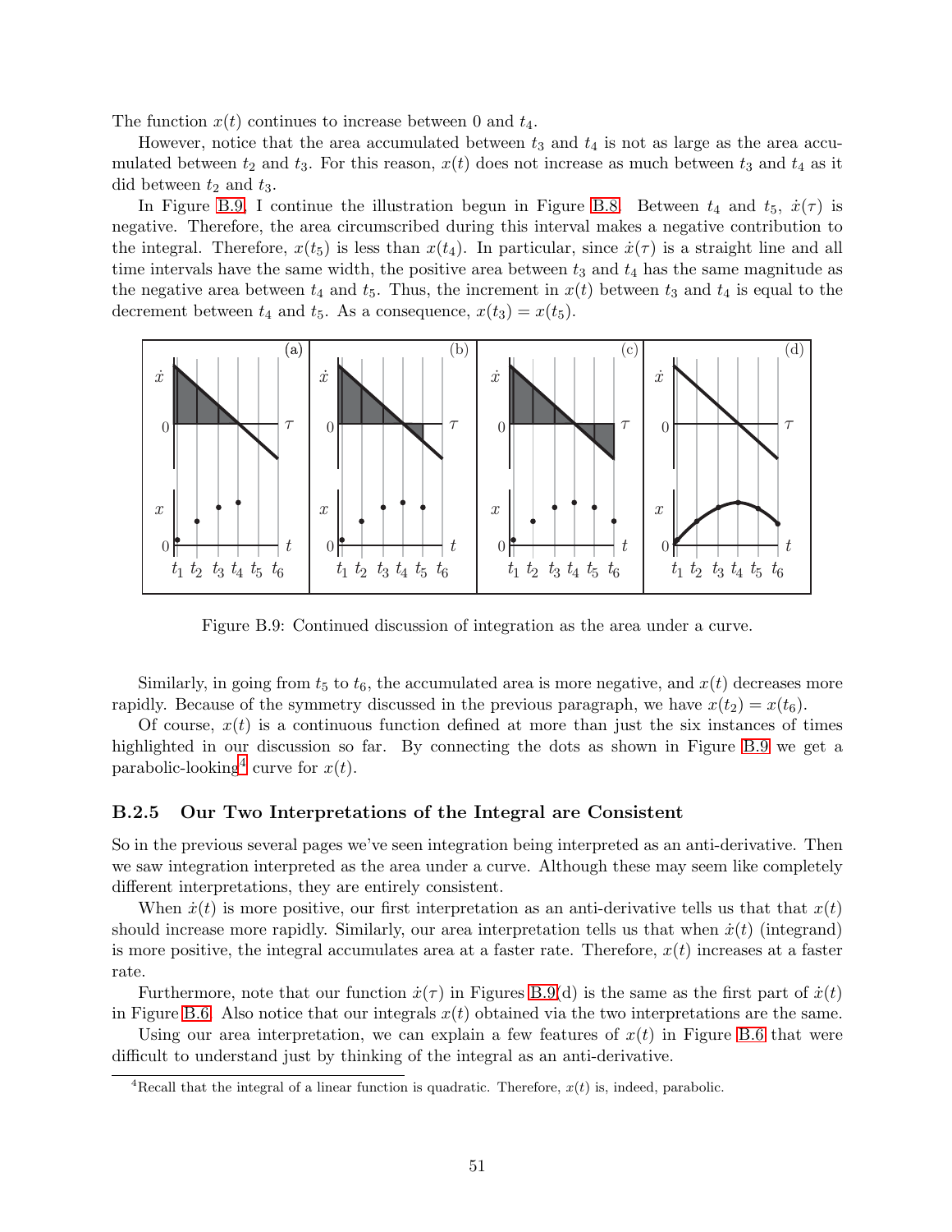The function $x(t)$ continues to increase between 0 and $t_4$.

However, notice that the area accumulated between $t_3$ and $t_4$ is not as large as the area accumulated between $t_2$ and $t_3$. For this reason, $x(t)$ does not increase as much between $t_3$ and $t_4$ as it did between $t_2$ and $t_3$.

In Figure B.9, I continue the illustration begun in Figure B.8. Between $t_4$ and $t_5$, $\dot{x}(\tau)$ is negative. Therefore, the area circumscribed during this interval makes a negative contribution to the integral. Therefore, $x(t_5)$ is less than $x(t_4)$. In particular, since $\dot{x}(\tau)$ is a straight line and all time intervals have the same width, the positive area between $t_3$ and $t_4$ has the same magnitude as the negative area between $t_4$ and $t_5$. Thus, the increment in $x(t)$ between $t_3$ and $t_4$ is equal to the decrement between $t_4$ and $t_5$. As a consequence, $x(t_3) = x(t_5)$.

Figure B.9: Continued discussion of integration as the area under a curve.

Similarly, in going from $t_5$ to $t_6$, the accumulated area is more negative, and $x(t)$ decreases more rapidly. Because of the symmetry discussed in the previous paragraph, we have $x(t_2) = x(t_6)$.

Of course, $x(t)$ is a continuous function defined at more than just the six instances of times highlighted in our discussion so far. By connecting the dots as shown in Figure B.9 we get a parabolic-looking[4] curve for $x(t)$.

### B.2.5 Our Two Interpretations of the Integral are Consistent

So in the previous several pages we've seen integration being interpreted as an anti-derivative. Then we saw integration interpreted as the area under a curve. Although these may seem like completely different interpretations, they are entirely consistent.

When $\dot{x}(t)$ is more positive, our first interpretation as an anti-derivative tells us that that $x(t)$ should increase more rapidly. Similarly, our area interpretation tells us that when $\dot{x}(t)$ (integrand) is more positive, the integral accumulates area at a faster rate. Therefore, $x(t)$ increases at a faster rate.

Furthermore, note that our function $\dot{x}(\tau)$ in Figures B.9(d) is the same as the first part of $\dot{x}(t)$ in Figure B.6. Also notice that our integrals $x(t)$ obtained via the two interpretations are the same.

Using our area interpretation, we can explain a few features of $x(t)$ in Figure B.6 that were difficult to understand just by thinking of the integral as an anti-derivative.

[4] Recall that the integral of a linear function is quadratic. Therefore, $x(t)$ is, indeed, parabolic.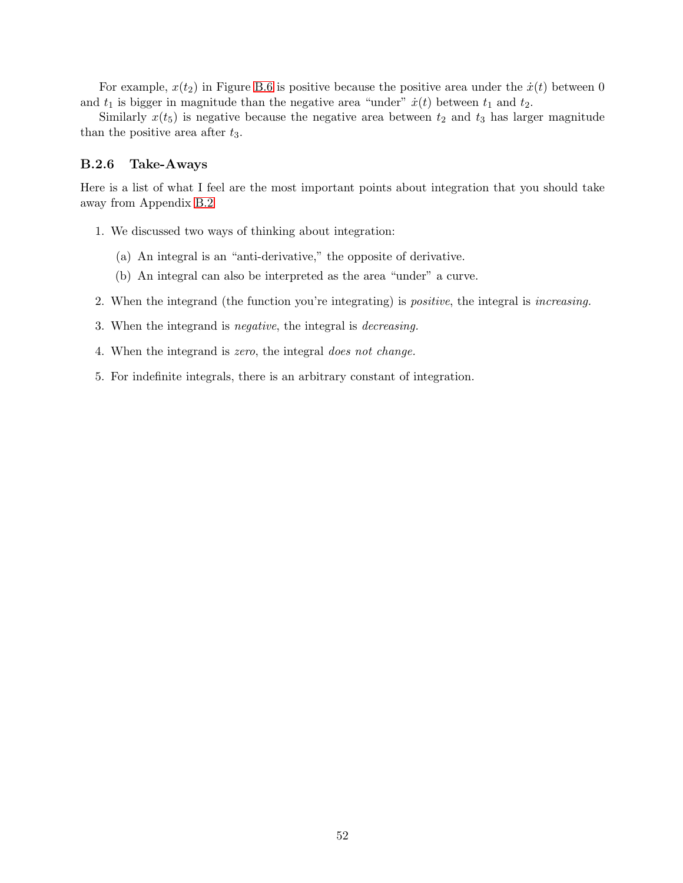For example, $x(t_2)$ in Figure B.6 is positive because the positive area under the $\dot{x}(t)$ between 0 and $t_1$ is bigger in magnitude than the negative area "under" $\dot{x}(t)$ between $t_1$ and $t_2$.

Similarly $x(t_5)$ is negative because the negative area between $t_2$ and $t_3$ has larger magnitude than the positive area after $t_3$.

### B.2.6 Take-Aways

Here is a list of what I feel are the most important points about integration that you should take away from Appendix B.2

1. We discussed two ways of thinking about integration:
   (a) An integral is an "anti-derivative," the opposite of derivative.
   (b) An integral can also be interpreted as the area "under" a curve.
2. When the integrand (the function you're integrating) is *positive*, the integral is *increasing.*
3. When the integrand is *negative*, the integral is *decreasing.*
4. When the integrand is *zero*, the integral *does not change.*
5. For indefinite integrals, there is an arbitrary constant of integration.